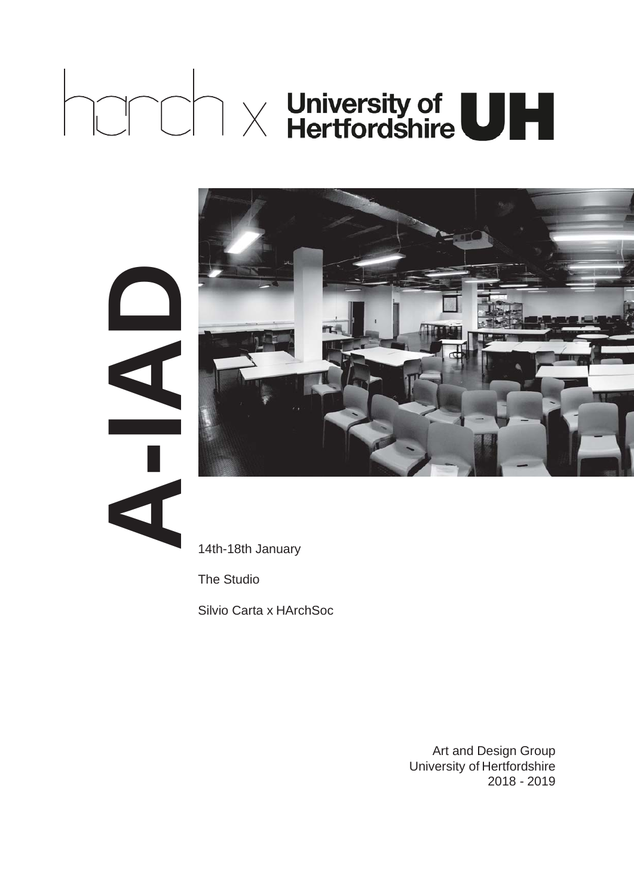harch x University of Hertfordshire UH

# A-IAD

14th-18th January

The Studio

Silvio Carta x HArchSoc

Art and Design Group
University of Hertfordshire
2018 - 2019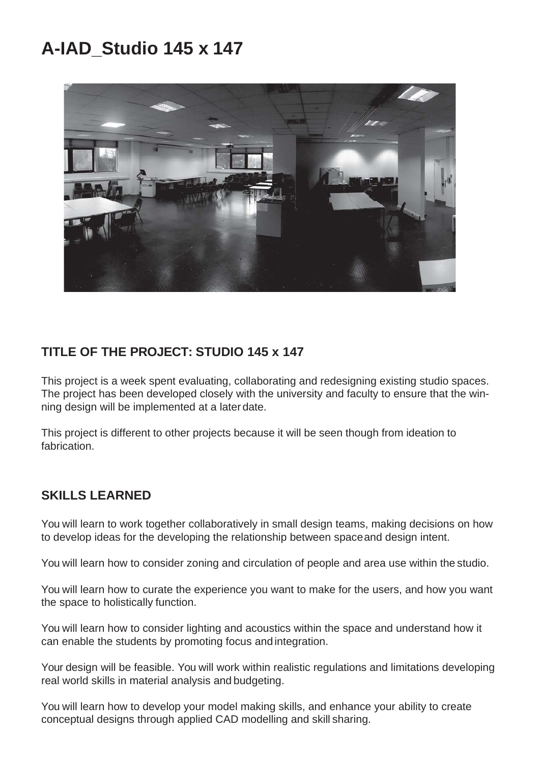# A-IAD_Studio 145 x 147

## TITLE OF THE PROJECT: STUDIO 145 x 147

This project is a week spent evaluating, collaborating and redesigning existing studio spaces. The project has been developed closely with the university and faculty to ensure that the winning design will be implemented at a later date.

This project is different to other projects because it will be seen though from ideation to fabrication.

## SKILLS LEARNED

You will learn to work together collaboratively in small design teams, making decisions on how to develop ideas for the developing the relationship between space and design intent.

You will learn how to consider zoning and circulation of people and area use within the studio.

You will learn how to curate the experience you want to make for the users, and how you want the space to holistically function.

You will learn how to consider lighting and acoustics within the space and understand how it can enable the students by promoting focus and integration.

Your design will be feasible. You will work within realistic regulations and limitations developing real world skills in material analysis and budgeting.

You will learn how to develop your model making skills, and enhance your ability to create conceptual designs through applied CAD modelling and skill sharing.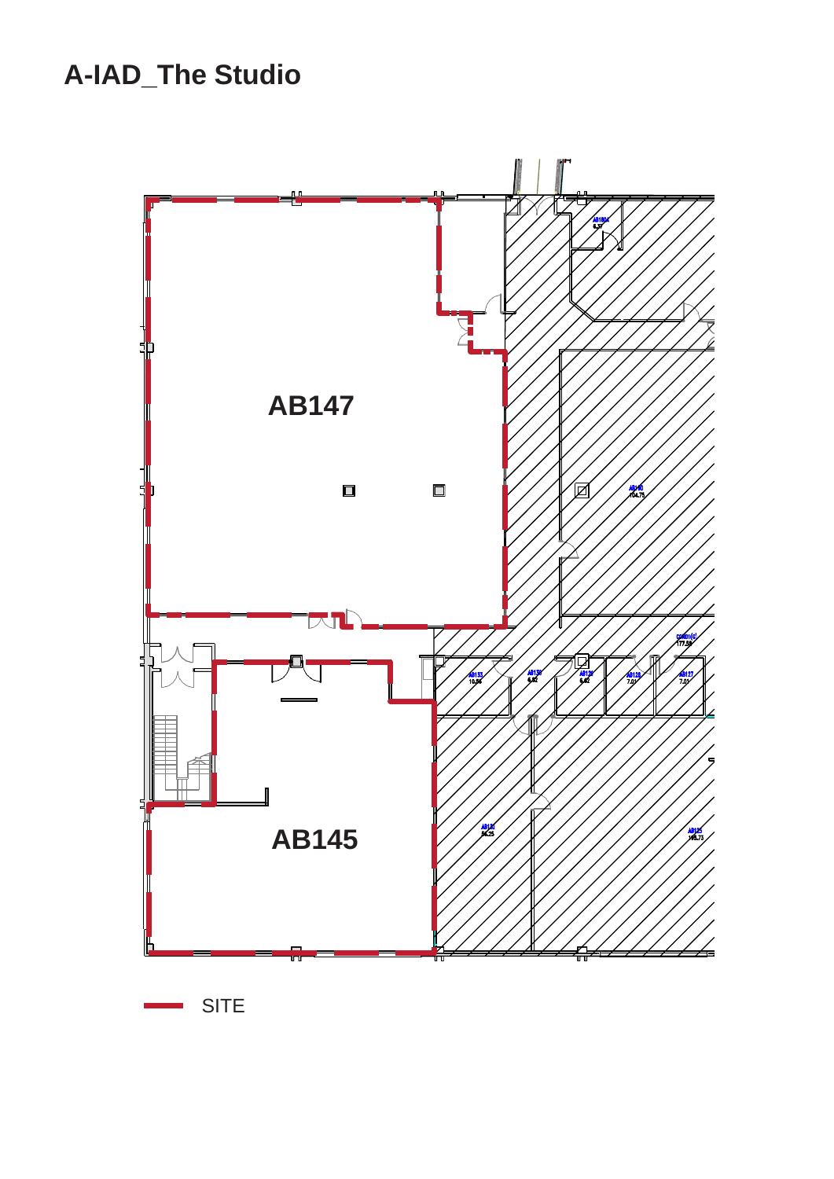# A-IAD_The Studio

AB147

AB145

SITE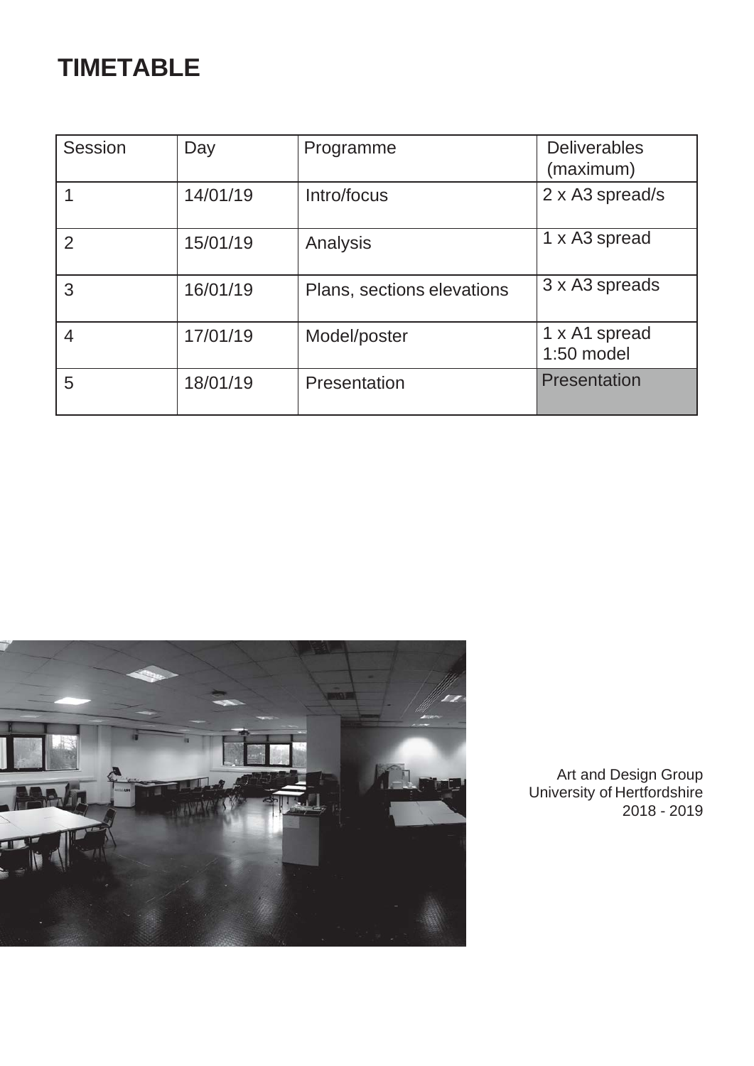# TIMETABLE

| Session | Day | Programme | Deliverables (maximum) |
|---|---|---|---|
| 1 | 14/01/19 | Intro/focus | 2 x A3 spread/s |
| 2 | 15/01/19 | Analysis | 1 x A3 spread |
| 3 | 16/01/19 | Plans, sections elevations | 3 x A3 spreads |
| 4 | 17/01/19 | Model/poster | 1 x A1 spread<br>1:50 model |
| 5 | 18/01/19 | Presentation | Presentation |

Art and Design Group
University of Hertfordshire
2018 - 2019